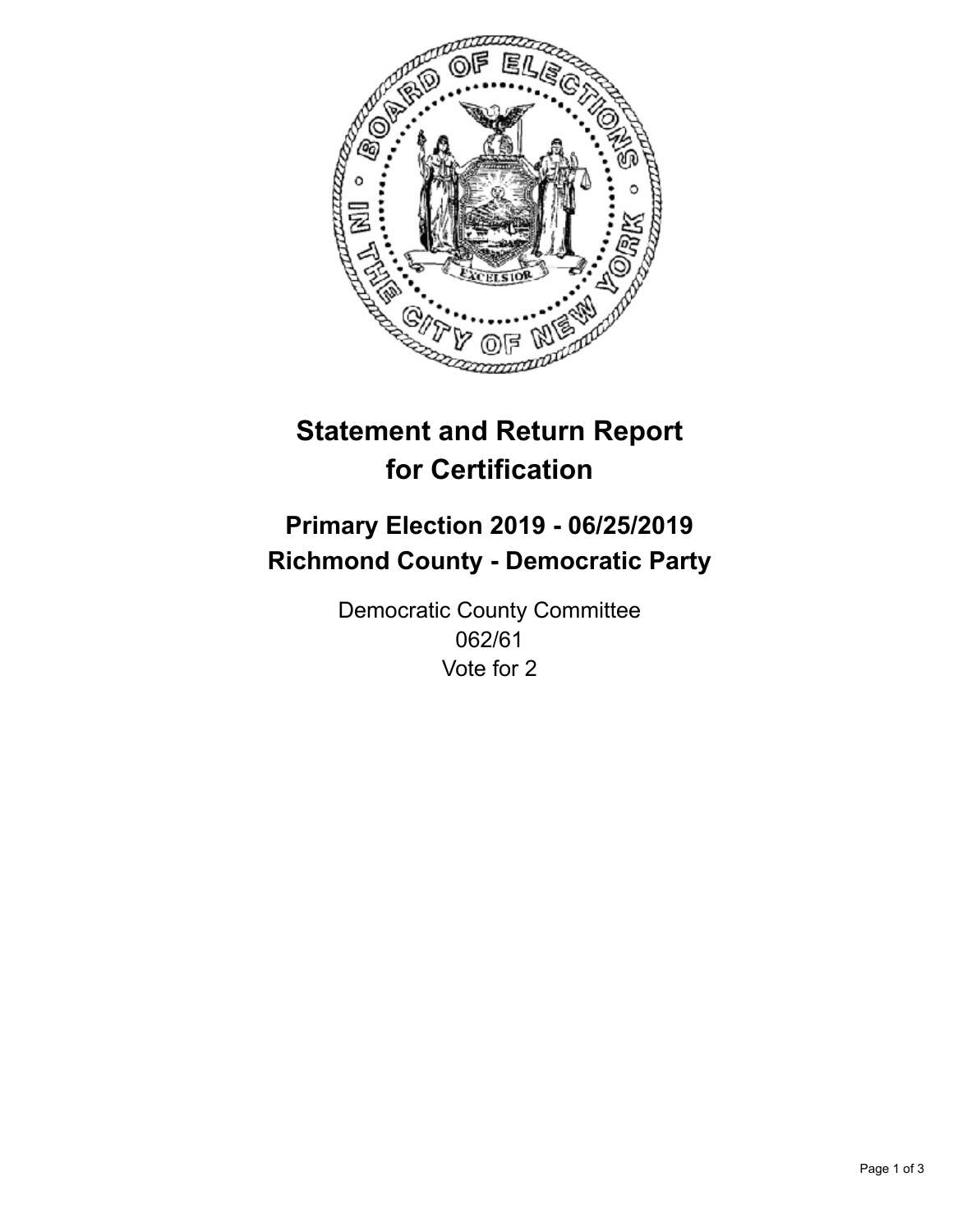# Statement and Return Report for Certification

## Primary Election 2019 - 06/25/2019
## Richmond County - Democratic Party

Democratic County Committee
062/61
Vote for 2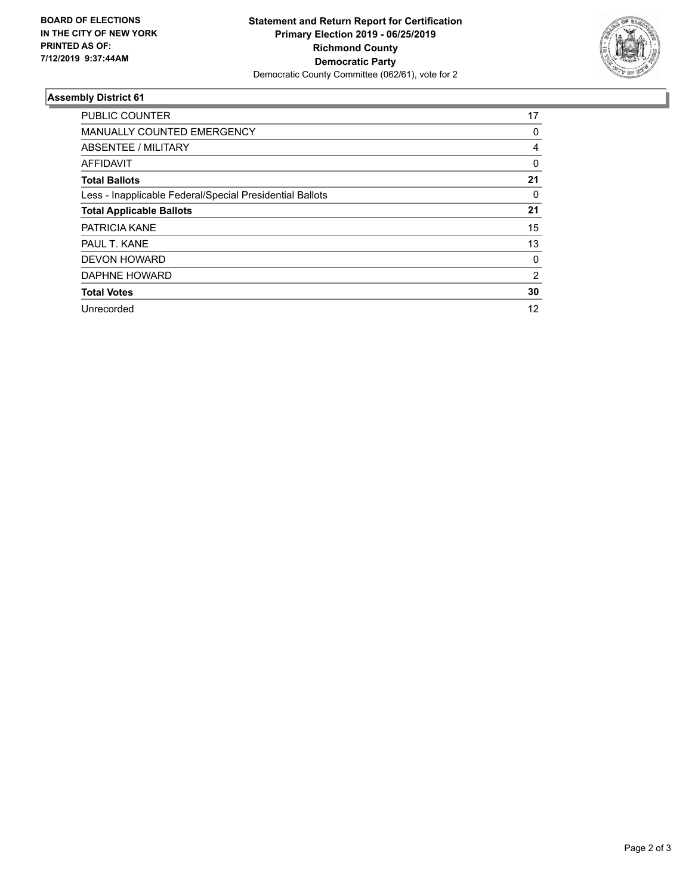**BOARD OF ELECTIONS IN THE CITY OF NEW YORK PRINTED AS OF: 7/12/2019 9:37:44AM**

**Statement and Return Report for Certification**
**Primary Election 2019 - 06/25/2019**
**Richmond County**
**Democratic Party**
Democratic County Committee (062/61), vote for 2

### Assembly District 61

| | |
|---|---|
| PUBLIC COUNTER | 17 |
| MANUALLY COUNTED EMERGENCY | 0 |
| ABSENTEE / MILITARY | 4 |
| AFFIDAVIT | 0 |
| **Total Ballots** | **21** |
| Less - Inapplicable Federal/Special Presidential Ballots | 0 |
| **Total Applicable Ballots** | **21** |
| PATRICIA KANE | 15 |
| PAUL T. KANE | 13 |
| DEVON HOWARD | 0 |
| DAPHNE HOWARD | 2 |
| **Total Votes** | **30** |
| Unrecorded | 12 |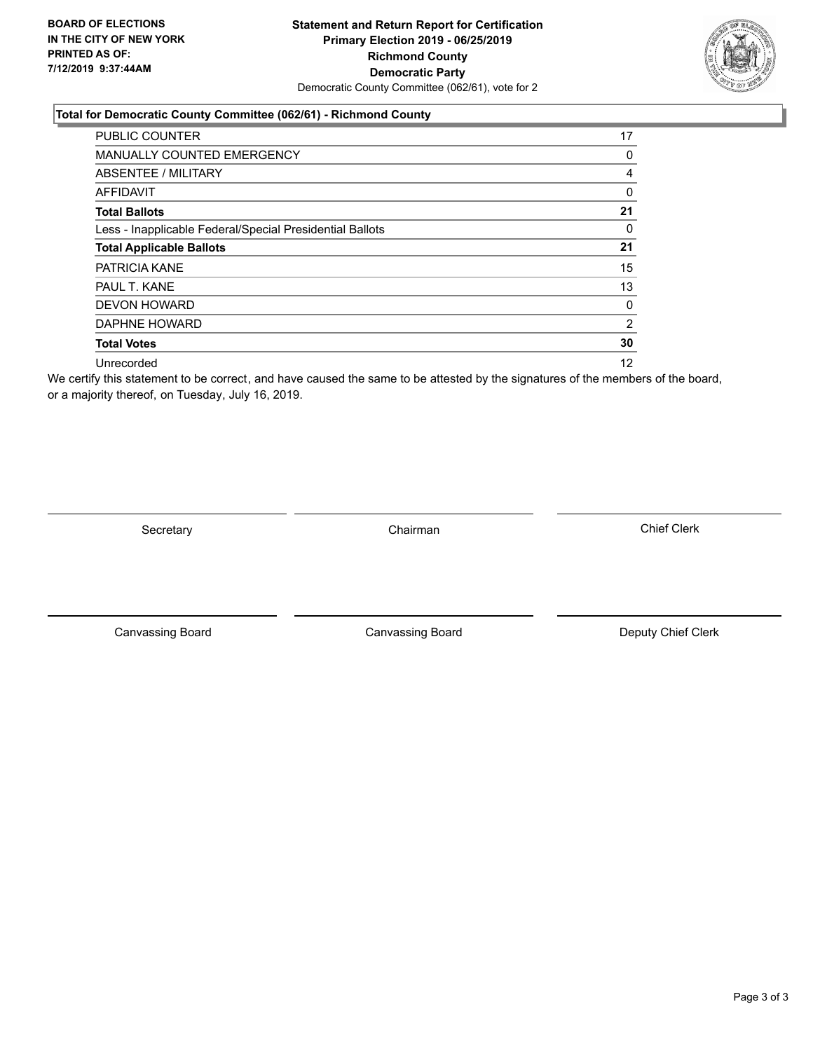**BOARD OF ELECTIONS
IN THE CITY OF NEW YORK
PRINTED AS OF:
7/12/2019 9:37:44AM**

**Statement and Return Report for Certification
Primary Election 2019 - 06/25/2019
Richmond County
Democratic Party**
Democratic County Committee (062/61), vote for 2

### Total for Democratic County Committee (062/61) - Richmond County

| | |
|---|---|
| PUBLIC COUNTER | 17 |
| MANUALLY COUNTED EMERGENCY | 0 |
| ABSENTEE / MILITARY | 4 |
| AFFIDAVIT | 0 |
| **Total Ballots** | **21** |
| Less - Inapplicable Federal/Special Presidential Ballots | 0 |
| **Total Applicable Ballots** | **21** |
| PATRICIA KANE | 15 |
| PAUL T. KANE | 13 |
| DEVON HOWARD | 0 |
| DAPHNE HOWARD | 2 |
| **Total Votes** | **30** |
| Unrecorded | 12 |

We certify this statement to be correct, and have caused the same to be attested by the signatures of the members of the board, or a majority thereof, on Tuesday, July 16, 2019.

Secretary

Chairman

Chief Clerk

Canvassing Board

Canvassing Board

Deputy Chief Clerk